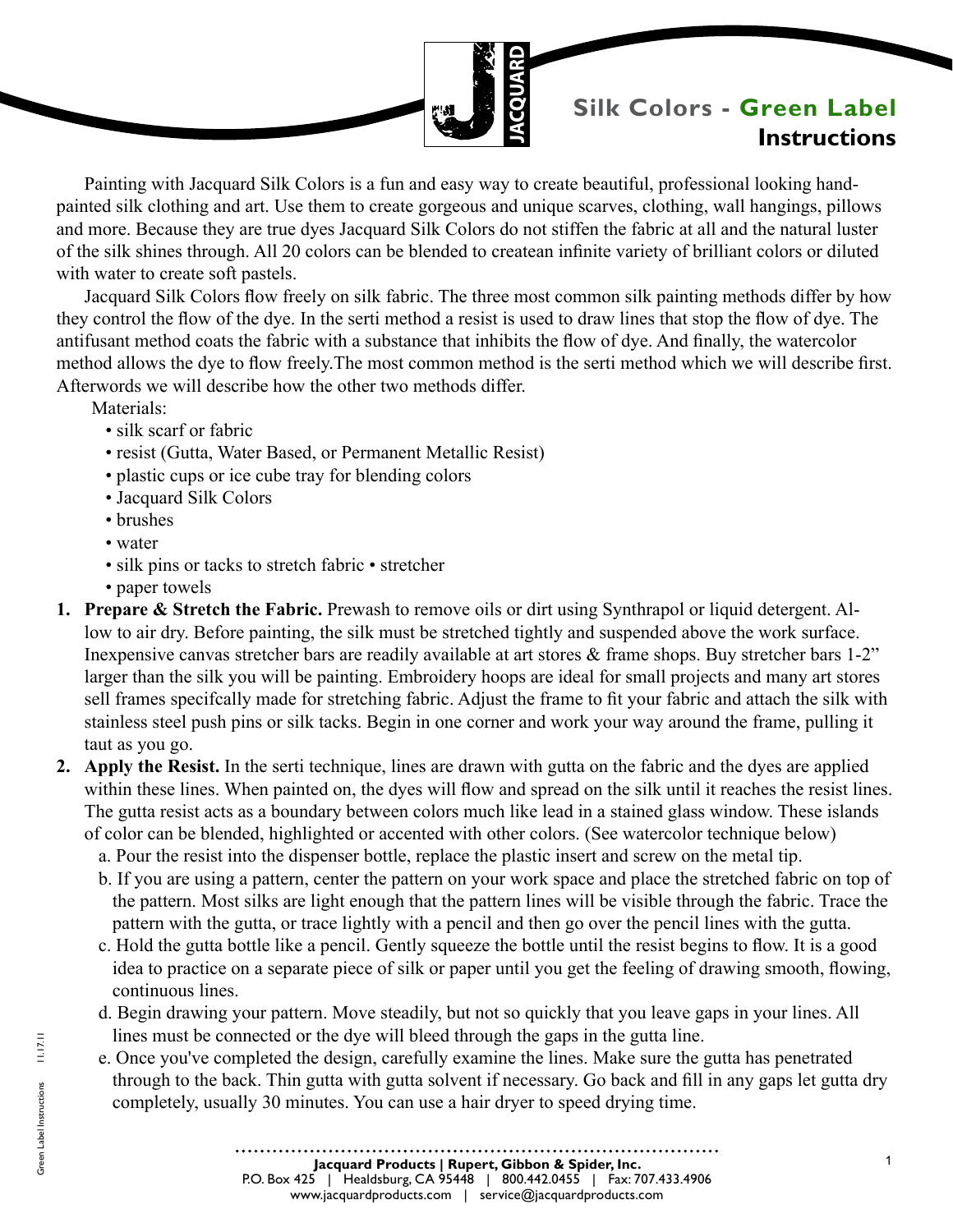# Silk Colors - Green Label Instructions

Painting with Jacquard Silk Colors is a fun and easy way to create beautiful, professional looking hand-painted silk clothing and art. Use them to create gorgeous and unique scarves, clothing, wall hangings, pillows and more. Because they are true dyes Jacquard Silk Colors do not stiffen the fabric at all and the natural luster of the silk shines through. All 20 colors can be blended to createan infinite variety of brilliant colors or diluted with water to create soft pastels.

Jacquard Silk Colors flow freely on silk fabric. The three most common silk painting methods differ by how they control the flow of the dye. In the serti method a resist is used to draw lines that stop the flow of dye. The antifusant method coats the fabric with a substance that inhibits the flow of dye. And finally, the watercolor method allows the dye to flow freely.The most common method is the serti method which we will describe first. Afterwords we will describe how the other two methods differ.

Materials:

- silk scarf or fabric
- resist (Gutta, Water Based, or Permanent Metallic Resist)
- plastic cups or ice cube tray for blending colors
- Jacquard Silk Colors
- brushes
- water
- silk pins or tacks to stretch fabric • stretcher
- paper towels

1. **Prepare & Stretch the Fabric.** Prewash to remove oils or dirt using Synthrapol or liquid detergent. Allow to air dry. Before painting, the silk must be stretched tightly and suspended above the work surface. Inexpensive canvas stretcher bars are readily available at art stores & frame shops. Buy stretcher bars 1-2" larger than the silk you will be painting. Embroidery hoops are ideal for small projects and many art stores sell frames specifcally made for stretching fabric. Adjust the frame to fit your fabric and attach the silk with stainless steel push pins or silk tacks. Begin in one corner and work your way around the frame, pulling it taut as you go.
2. **Apply the Resist.** In the serti technique, lines are drawn with gutta on the fabric and the dyes are applied within these lines. When painted on, the dyes will flow and spread on the silk until it reaches the resist lines. The gutta resist acts as a boundary between colors much like lead in a stained glass window. These islands of color can be blended, highlighted or accented with other colors. (See watercolor technique below)
   a. Pour the resist into the dispenser bottle, replace the plastic insert and screw on the metal tip.
   b. If you are using a pattern, center the pattern on your work space and place the stretched fabric on top of the pattern. Most silks are light enough that the pattern lines will be visible through the fabric. Trace the pattern with the gutta, or trace lightly with a pencil and then go over the pencil lines with the gutta.
   c. Hold the gutta bottle like a pencil. Gently squeeze the bottle until the resist begins to flow. It is a good idea to practice on a separate piece of silk or paper until you get the feeling of drawing smooth, flowing, continuous lines.
   d. Begin drawing your pattern. Move steadily, but not so quickly that you leave gaps in your lines. All lines must be connected or the dye will bleed through the gaps in the gutta line.
   e. Once you've completed the design, carefully examine the lines. Make sure the gutta has penetrated through to the back. Thin gutta with gutta solvent if necessary. Go back and fill in any gaps let gutta dry completely, usually 30 minutes. You can use a hair dryer to speed drying time.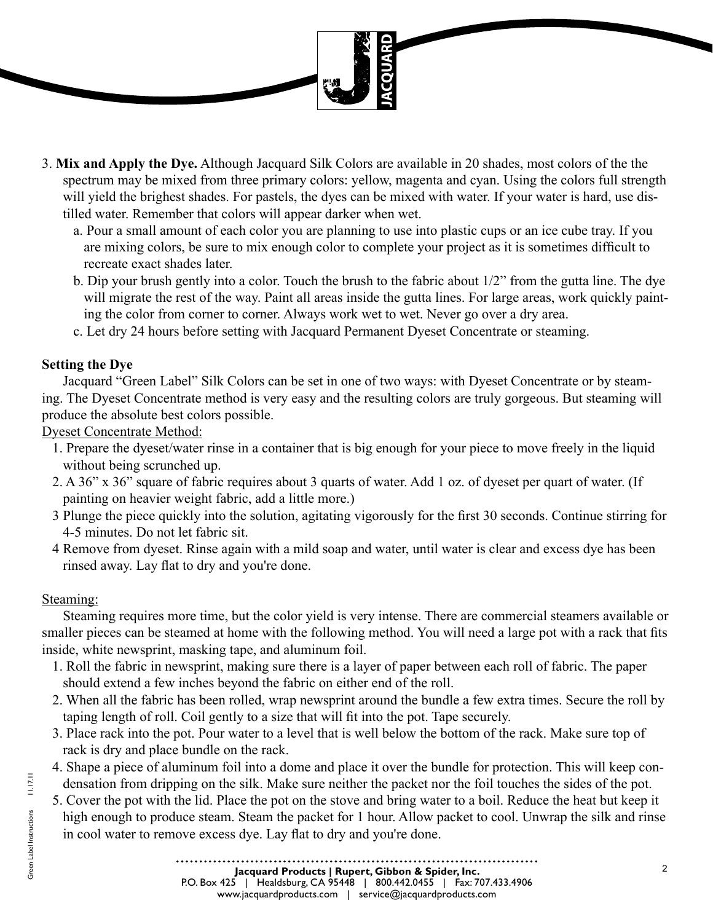3. **Mix and Apply the Dye.** Although Jacquard Silk Colors are available in 20 shades, most colors of the the spectrum may be mixed from three primary colors: yellow, magenta and cyan. Using the colors full strength will yield the brighest shades. For pastels, the dyes can be mixed with water. If your water is hard, use distilled water. Remember that colors will appear darker when wet.

    a. Pour a small amount of each color you are planning to use into plastic cups or an ice cube tray. If you are mixing colors, be sure to mix enough color to complete your project as it is sometimes difficult to recreate exact shades later.

    b. Dip your brush gently into a color. Touch the brush to the fabric about 1/2" from the gutta line. The dye will migrate the rest of the way. Paint all areas inside the gutta lines. For large areas, work quickly painting the color from corner to corner. Always work wet to wet. Never go over a dry area.

    c. Let dry 24 hours before setting with Jacquard Permanent Dyeset Concentrate or steaming.

**Setting the Dye**

Jacquard "Green Label" Silk Colors can be set in one of two ways: with Dyeset Concentrate or by steaming. The Dyeset Concentrate method is very easy and the resulting colors are truly gorgeous. But steaming will produce the absolute best colors possible.

Dyeset Concentrate Method:

1. Prepare the dyeset/water rinse in a container that is big enough for your piece to move freely in the liquid without being scrunched up.
2. A 36" x 36" square of fabric requires about 3 quarts of water. Add 1 oz. of dyeset per quart of water. (If painting on heavier weight fabric, add a little more.)
3. Plunge the piece quickly into the solution, agitating vigorously for the first 30 seconds. Continue stirring for 4-5 minutes. Do not let fabric sit.
4. Remove from dyeset. Rinse again with a mild soap and water, until water is clear and excess dye has been rinsed away. Lay flat to dry and you're done.

Steaming:

Steaming requires more time, but the color yield is very intense. There are commercial steamers available or smaller pieces can be steamed at home with the following method. You will need a large pot with a rack that fits inside, white newsprint, masking tape, and aluminum foil.

1. Roll the fabric in newsprint, making sure there is a layer of paper between each roll of fabric. The paper should extend a few inches beyond the fabric on either end of the roll.
2. When all the fabric has been rolled, wrap newsprint around the bundle a few extra times. Secure the roll by taping length of roll. Coil gently to a size that will fit into the pot. Tape securely.
3. Place rack into the pot. Pour water to a level that is well below the bottom of the rack. Make sure top of rack is dry and place bundle on the rack.
4. Shape a piece of aluminum foil into a dome and place it over the bundle for protection. This will keep condensation from dripping on the silk. Make sure neither the packet nor the foil touches the sides of the pot.
5. Cover the pot with the lid. Place the pot on the stove and bring water to a boil. Reduce the heat but keep it high enough to produce steam. Steam the packet for 1 hour. Allow packet to cool. Unwrap the silk and rinse in cool water to remove excess dye. Lay flat to dry and you're done.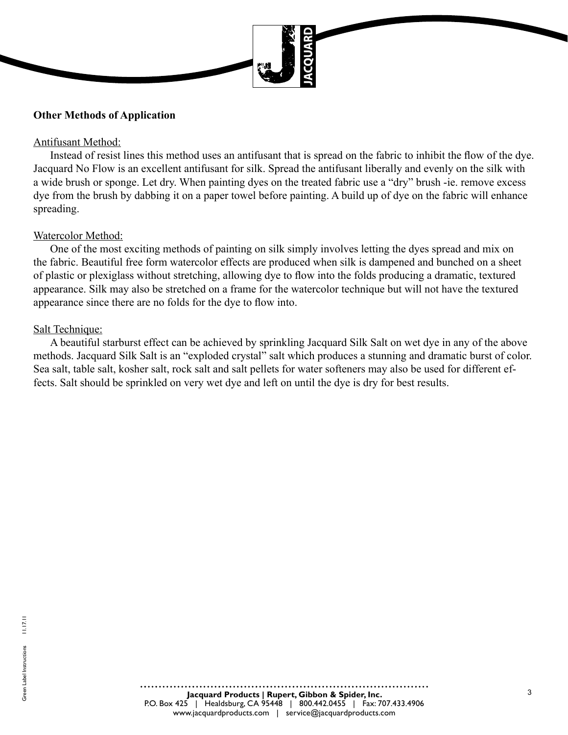## Other Methods of Application

Antifusant Method:

Instead of resist lines this method uses an antifusant that is spread on the fabric to inhibit the flow of the dye. Jacquard No Flow is an excellent antifusant for silk. Spread the antifusant liberally and evenly on the silk with a wide brush or sponge. Let dry. When painting dyes on the treated fabric use a "dry" brush -ie. remove excess dye from the brush by dabbing it on a paper towel before painting. A build up of dye on the fabric will enhance spreading.

Watercolor Method:

One of the most exciting methods of painting on silk simply involves letting the dyes spread and mix on the fabric. Beautiful free form watercolor effects are produced when silk is dampened and bunched on a sheet of plastic or plexiglass without stretching, allowing dye to flow into the folds producing a dramatic, textured appearance. Silk may also be stretched on a frame for the watercolor technique but will not have the textured appearance since there are no folds for the dye to flow into.

Salt Technique:

A beautiful starburst effect can be achieved by sprinkling Jacquard Silk Salt on wet dye in any of the above methods. Jacquard Silk Salt is an "exploded crystal" salt which produces a stunning and dramatic burst of color. Sea salt, table salt, kosher salt, rock salt and salt pellets for water softeners may also be used for different effects. Salt should be sprinkled on very wet dye and left on until the dye is dry for best results.